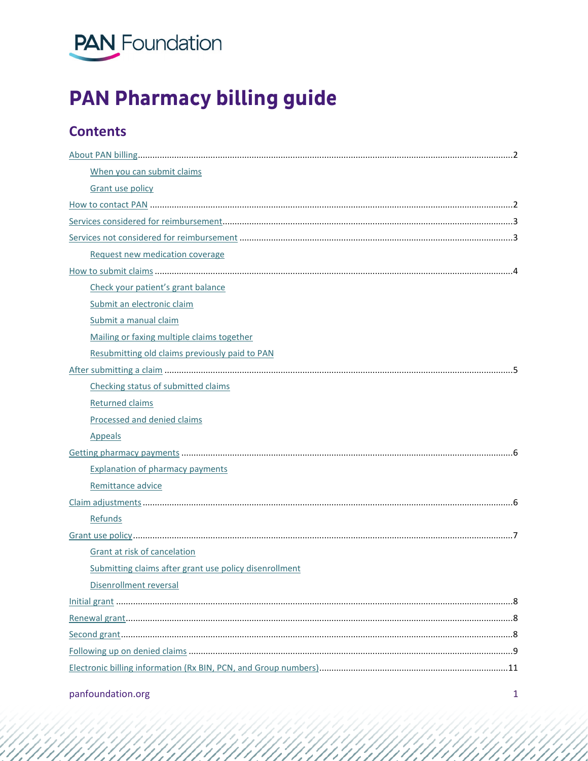PAN Foundation

# PAN Pharmacy billing guide

## Contents

- About PAN billing ........ 2
    - When you can submit claims
    - Grant use policy
- How to contact PAN ........ 2
- Services considered for reimbursement ........ 3
- Services not considered for reimbursement ........ 3
    - Request new medication coverage
- How to submit claims ........ 4
    - Check your patient's grant balance
    - Submit an electronic claim
    - Submit a manual claim
    - Mailing or faxing multiple claims together
    - Resubmitting old claims previously paid to PAN
- After submitting a claim ........ 5
    - Checking status of submitted claims
    - Returned claims
    - Processed and denied claims
    - Appeals
- Getting pharmacy payments ........ 6
    - Explanation of pharmacy payments
    - Remittance advice
- Claim adjustments ........ 6
    - Refunds
- Grant use policy ........ 7
    - Grant at risk of cancelation
    - Submitting claims after grant use policy disenrollment
    - Disenrollment reversal
- Initial grant ........ 8
- Renewal grant ........ 8
- Second grant ........ 8
- Following up on denied claims ........ 9
- Electronic billing information (Rx BIN, PCN, and Group numbers) ........ 11

panfoundation.org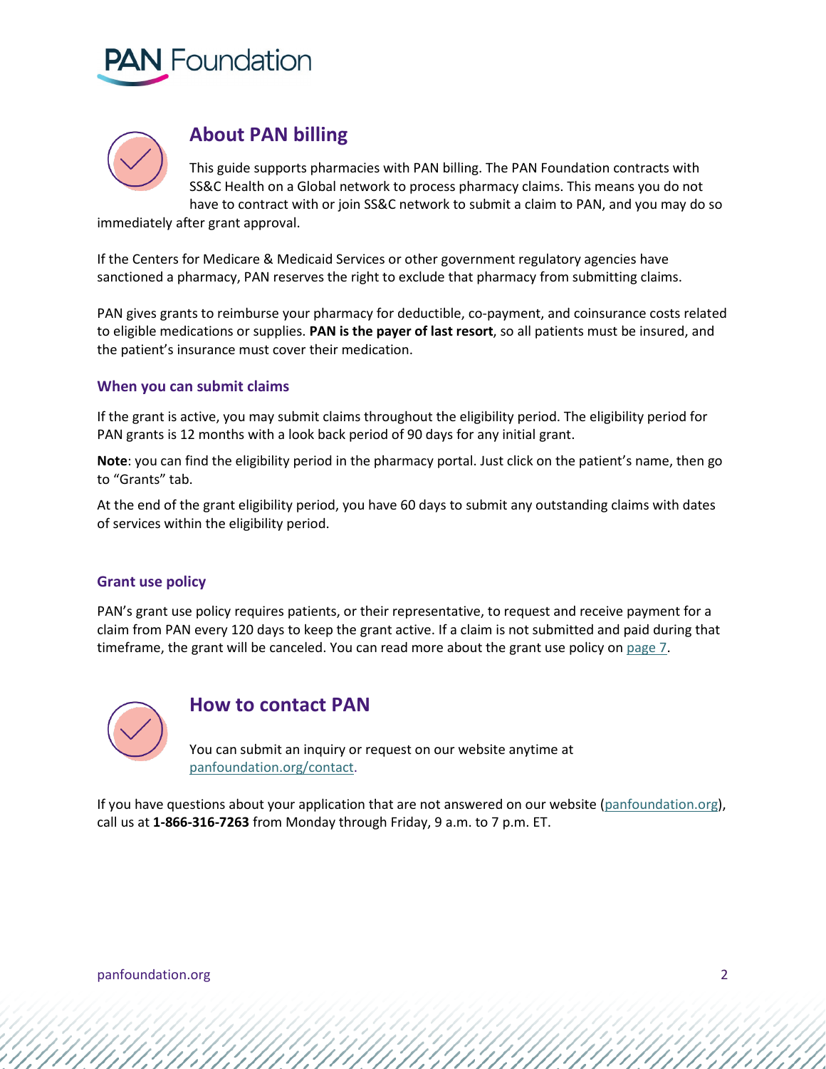## About PAN billing

This guide supports pharmacies with PAN billing. The PAN Foundation contracts with SS&C Health on a Global network to process pharmacy claims. This means you do not have to contract with or join SS&C network to submit a claim to PAN, and you may do so immediately after grant approval.

If the Centers for Medicare & Medicaid Services or other government regulatory agencies have sanctioned a pharmacy, PAN reserves the right to exclude that pharmacy from submitting claims.

PAN gives grants to reimburse your pharmacy for deductible, co-payment, and coinsurance costs related to eligible medications or supplies. **PAN is the payer of last resort**, so all patients must be insured, and the patient's insurance must cover their medication.

### When you can submit claims

If the grant is active, you may submit claims throughout the eligibility period. The eligibility period for PAN grants is 12 months with a look back period of 90 days for any initial grant.

**Note**: you can find the eligibility period in the pharmacy portal. Just click on the patient's name, then go to "Grants" tab.

At the end of the grant eligibility period, you have 60 days to submit any outstanding claims with dates of services within the eligibility period.

### Grant use policy

PAN's grant use policy requires patients, or their representative, to request and receive payment for a claim from PAN every 120 days to keep the grant active. If a claim is not submitted and paid during that timeframe, the grant will be canceled. You can read more about the grant use policy on page 7.

## How to contact PAN

You can submit an inquiry or request on our website anytime at panfoundation.org/contact.

If you have questions about your application that are not answered on our website (panfoundation.org), call us at **1-866-316-7263** from Monday through Friday, 9 a.m. to 7 p.m. ET.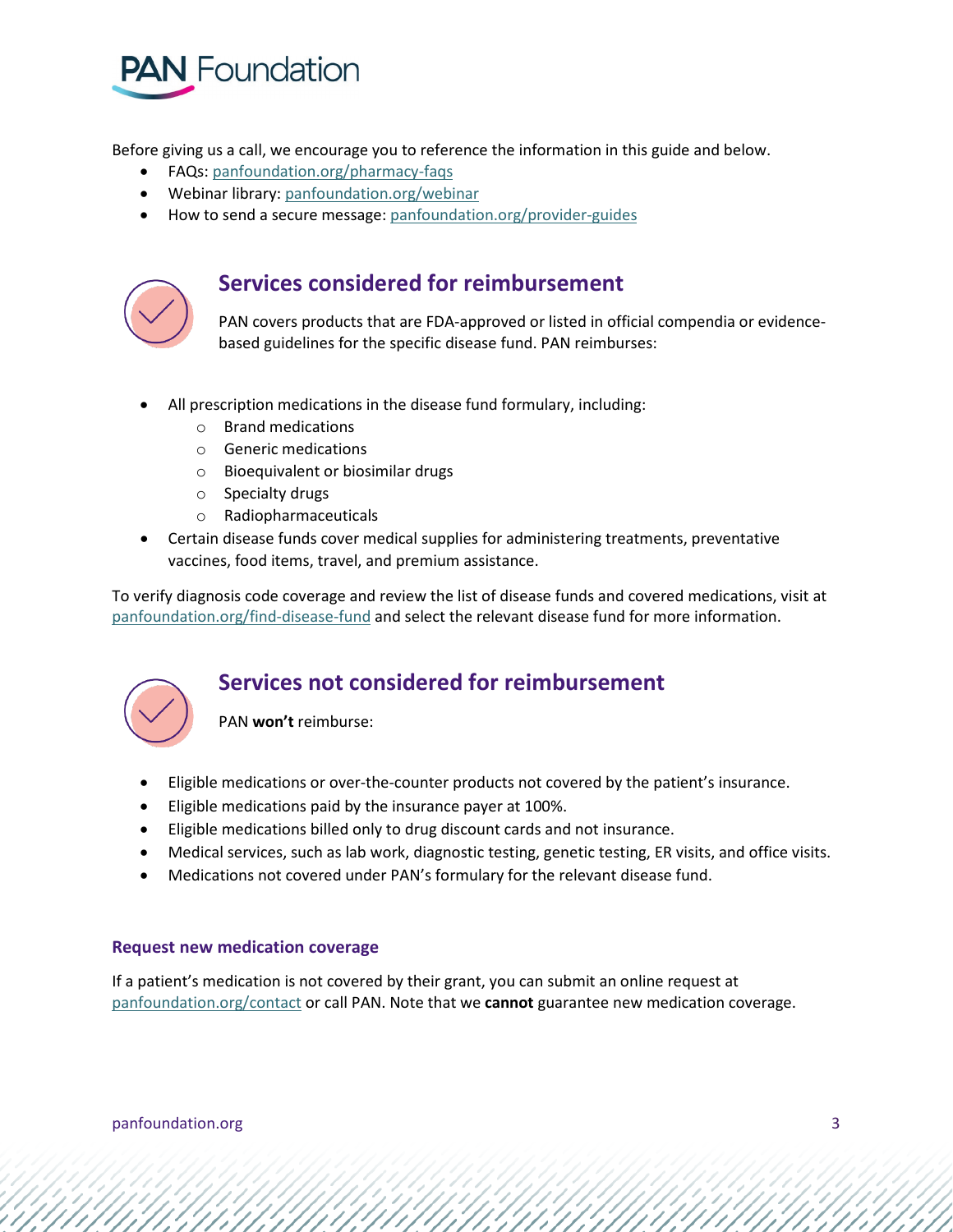Before giving us a call, we encourage you to reference the information in this guide and below.

- FAQs: panfoundation.org/pharmacy-faqs
- Webinar library: panfoundation.org/webinar
- How to send a secure message: panfoundation.org/provider-guides

## Services considered for reimbursement

PAN covers products that are FDA-approved or listed in official compendia or evidence-based guidelines for the specific disease fund. PAN reimburses:

- All prescription medications in the disease fund formulary, including:
  - Brand medications
  - Generic medications
  - Bioequivalent or biosimilar drugs
  - Specialty drugs
  - Radiopharmaceuticals
- Certain disease funds cover medical supplies for administering treatments, preventative vaccines, food items, travel, and premium assistance.

To verify diagnosis code coverage and review the list of disease funds and covered medications, visit at panfoundation.org/find-disease-fund and select the relevant disease fund for more information.

## Services not considered for reimbursement

PAN **won't** reimburse:

- Eligible medications or over-the-counter products not covered by the patient's insurance.
- Eligible medications paid by the insurance payer at 100%.
- Eligible medications billed only to drug discount cards and not insurance.
- Medical services, such as lab work, diagnostic testing, genetic testing, ER visits, and office visits.
- Medications not covered under PAN's formulary for the relevant disease fund.

### Request new medication coverage

If a patient's medication is not covered by their grant, you can submit an online request at panfoundation.org/contact or call PAN. Note that we **cannot** guarantee new medication coverage.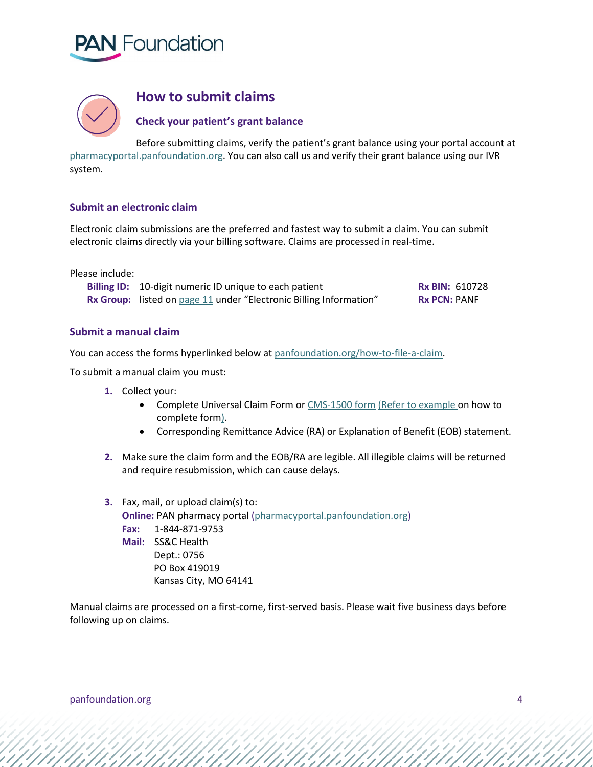## How to submit claims

### Check your patient's grant balance

Before submitting claims, verify the patient's grant balance using your portal account at pharmacyportal.panfoundation.org. You can also call us and verify their grant balance using our IVR system.

### Submit an electronic claim

Electronic claim submissions are the preferred and fastest way to submit a claim. You can submit electronic claims directly via your billing software. Claims are processed in real-time.

Please include:

- **Billing ID:** 10-digit numeric ID unique to each patient
- **Rx Group:** listed on page 11 under "Electronic Billing Information"
- **Rx BIN:** 610728
- **Rx PCN:** PANF

### Submit a manual claim

You can access the forms hyperlinked below at panfoundation.org/how-to-file-a-claim.

To submit a manual claim you must:

1. Collect your:
   - Complete Universal Claim Form or CMS-1500 form (Refer to example on how to complete form).
   - Corresponding Remittance Advice (RA) or Explanation of Benefit (EOB) statement.
2. Make sure the claim form and the EOB/RA are legible. All illegible claims will be returned and require resubmission, which can cause delays.
3. Fax, mail, or upload claim(s) to:
   **Online:** PAN pharmacy portal (pharmacyportal.panfoundation.org)
   **Fax:** 1-844-871-9753
   **Mail:** SS&C Health
   Dept.: 0756
   PO Box 419019
   Kansas City, MO 64141

Manual claims are processed on a first-come, first-served basis. Please wait five business days before following up on claims.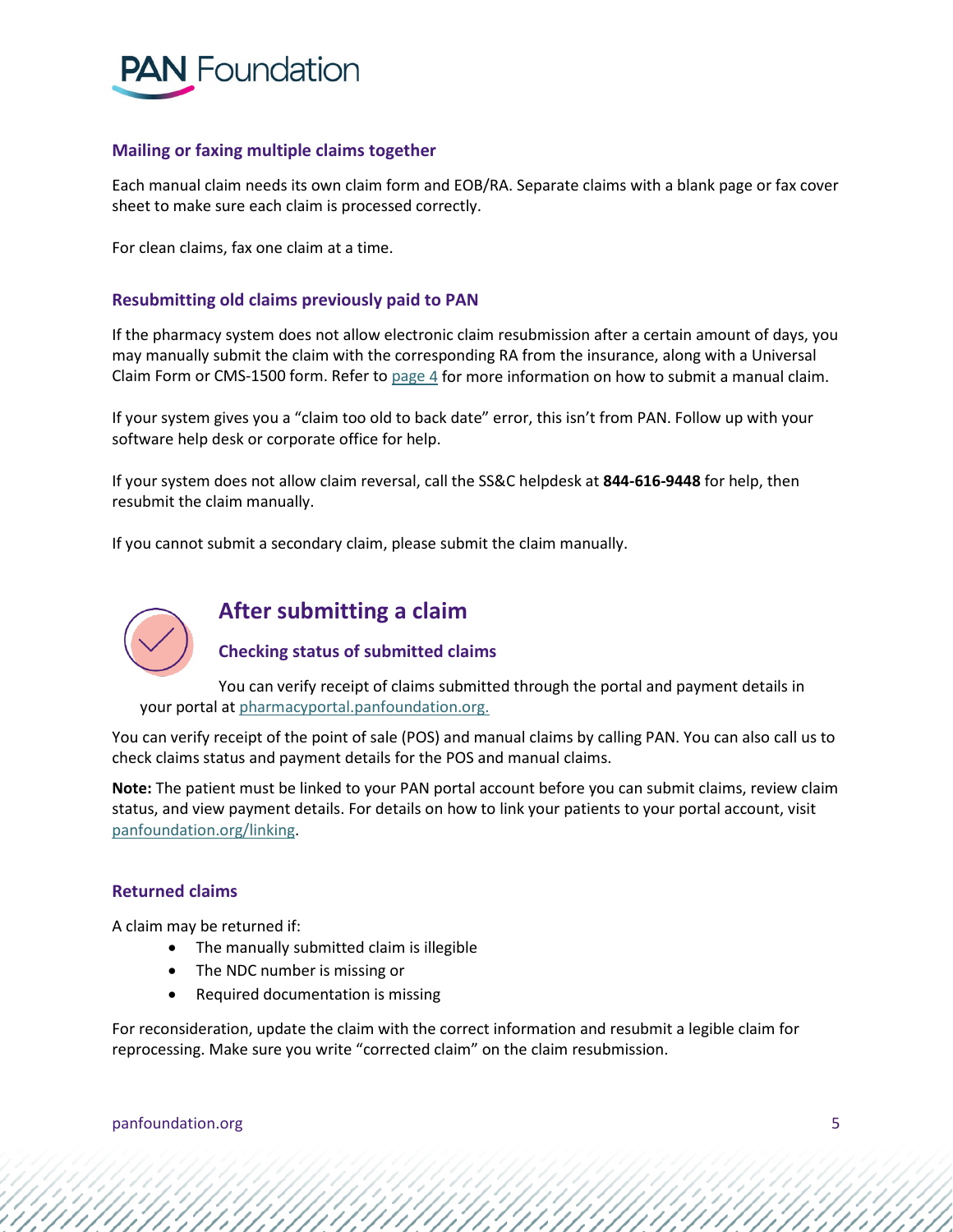### Mailing or faxing multiple claims together

Each manual claim needs its own claim form and EOB/RA. Separate claims with a blank page or fax cover sheet to make sure each claim is processed correctly.

For clean claims, fax one claim at a time.

### Resubmitting old claims previously paid to PAN

If the pharmacy system does not allow electronic claim resubmission after a certain amount of days, you may manually submit the claim with the corresponding RA from the insurance, along with a Universal Claim Form or CMS-1500 form. Refer to page 4 for more information on how to submit a manual claim.

If your system gives you a "claim too old to back date" error, this isn't from PAN. Follow up with your software help desk or corporate office for help.

If your system does not allow claim reversal, call the SS&C helpdesk at **844-616-9448** for help, then resubmit the claim manually.

If you cannot submit a secondary claim, please submit the claim manually.

## After submitting a claim

### Checking status of submitted claims

You can verify receipt of claims submitted through the portal and payment details in your portal at pharmacyportal.panfoundation.org.

You can verify receipt of the point of sale (POS) and manual claims by calling PAN. You can also call us to check claims status and payment details for the POS and manual claims.

**Note:** The patient must be linked to your PAN portal account before you can submit claims, review claim status, and view payment details. For details on how to link your patients to your portal account, visit panfoundation.org/linking.

### Returned claims

A claim may be returned if:

- The manually submitted claim is illegible
- The NDC number is missing or
- Required documentation is missing

For reconsideration, update the claim with the correct information and resubmit a legible claim for reprocessing. Make sure you write "corrected claim" on the claim resubmission.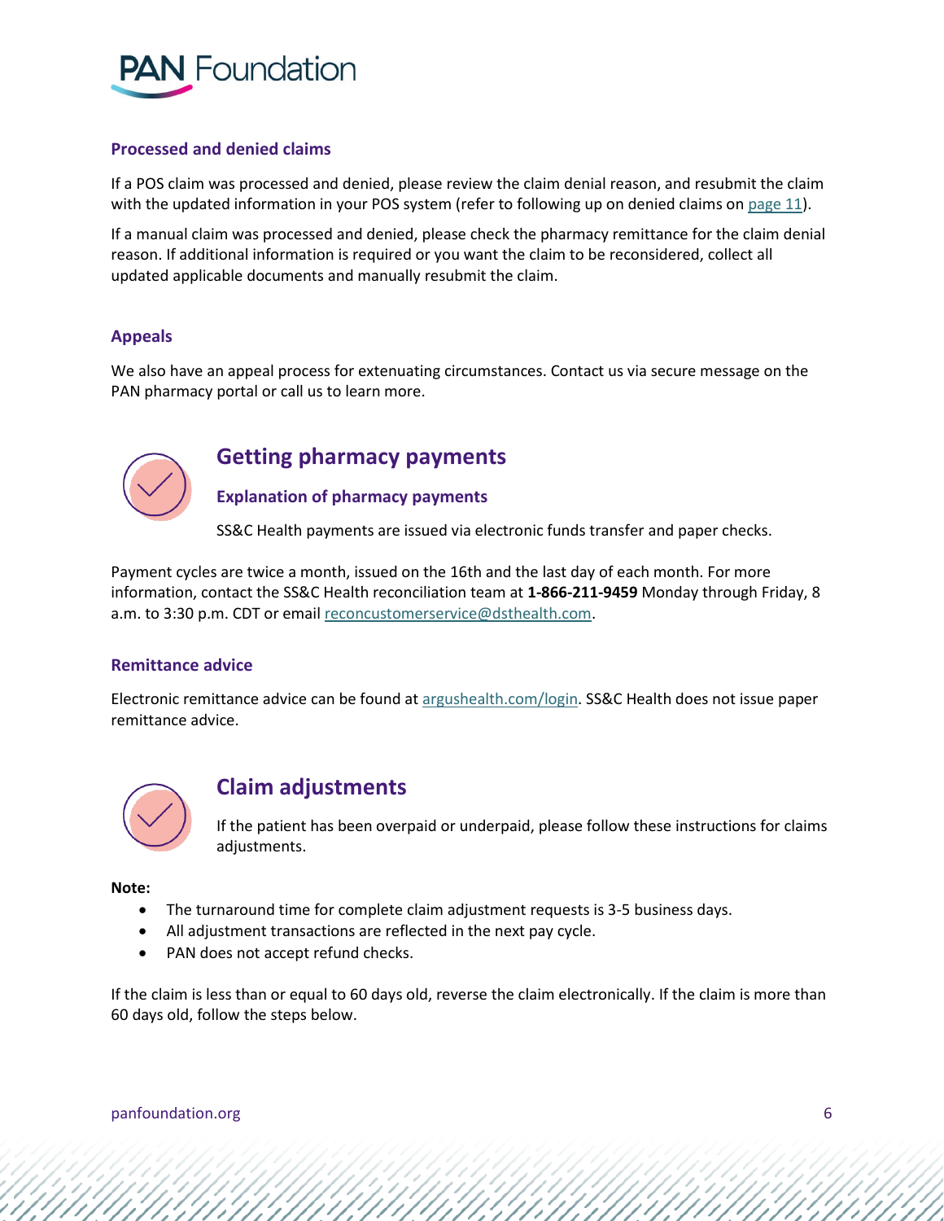### Processed and denied claims

If a POS claim was processed and denied, please review the claim denial reason, and resubmit the claim with the updated information in your POS system (refer to following up on denied claims on page 11).

If a manual claim was processed and denied, please check the pharmacy remittance for the claim denial reason. If additional information is required or you want the claim to be reconsidered, collect all updated applicable documents and manually resubmit the claim.

### Appeals

We also have an appeal process for extenuating circumstances. Contact us via secure message on the PAN pharmacy portal or call us to learn more.

## Getting pharmacy payments

### Explanation of pharmacy payments

SS&C Health payments are issued via electronic funds transfer and paper checks.

Payment cycles are twice a month, issued on the 16th and the last day of each month. For more information, contact the SS&C Health reconciliation team at **1-866-211-9459** Monday through Friday, 8 a.m. to 3:30 p.m. CDT or email reconcustomerservice@dsthealth.com.

### Remittance advice

Electronic remittance advice can be found at argushealth.com/login. SS&C Health does not issue paper remittance advice.

## Claim adjustments

If the patient has been overpaid or underpaid, please follow these instructions for claims adjustments.

**Note:**

- The turnaround time for complete claim adjustment requests is 3-5 business days.
- All adjustment transactions are reflected in the next pay cycle.
- PAN does not accept refund checks.

If the claim is less than or equal to 60 days old, reverse the claim electronically. If the claim is more than 60 days old, follow the steps below.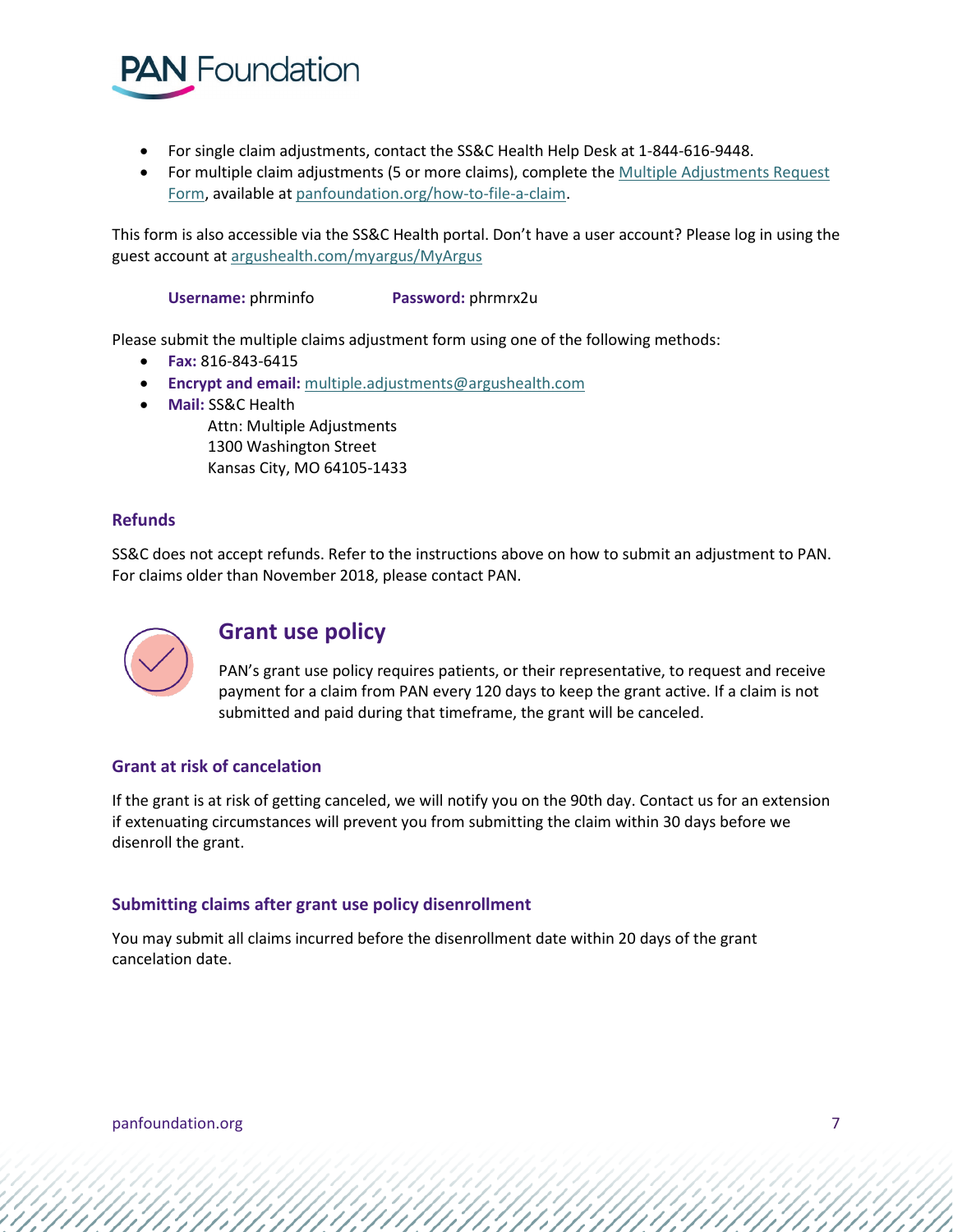- For single claim adjustments, contact the SS&C Health Help Desk at 1-844-616-9448.
- For multiple claim adjustments (5 or more claims), complete the Multiple Adjustments Request Form, available at panfoundation.org/how-to-file-a-claim.

This form is also accessible via the SS&C Health portal. Don't have a user account? Please log in using the guest account at argushealth.com/myargus/MyArgus

**Username:** phrminfo **Password:** phrmrx2u

Please submit the multiple claims adjustment form using one of the following methods:

- **Fax:** 816-843-6415
- **Encrypt and email:** multiple.adjustments@argushealth.com
- **Mail:** SS&C Health
  Attn: Multiple Adjustments
  1300 Washington Street
  Kansas City, MO 64105-1433

### Refunds

SS&C does not accept refunds. Refer to the instructions above on how to submit an adjustment to PAN. For claims older than November 2018, please contact PAN.

## Grant use policy

PAN's grant use policy requires patients, or their representative, to request and receive payment for a claim from PAN every 120 days to keep the grant active. If a claim is not submitted and paid during that timeframe, the grant will be canceled.

### Grant at risk of cancelation

If the grant is at risk of getting canceled, we will notify you on the 90th day. Contact us for an extension if extenuating circumstances will prevent you from submitting the claim within 30 days before we disenroll the grant.

### Submitting claims after grant use policy disenrollment

You may submit all claims incurred before the disenrollment date within 20 days of the grant cancelation date.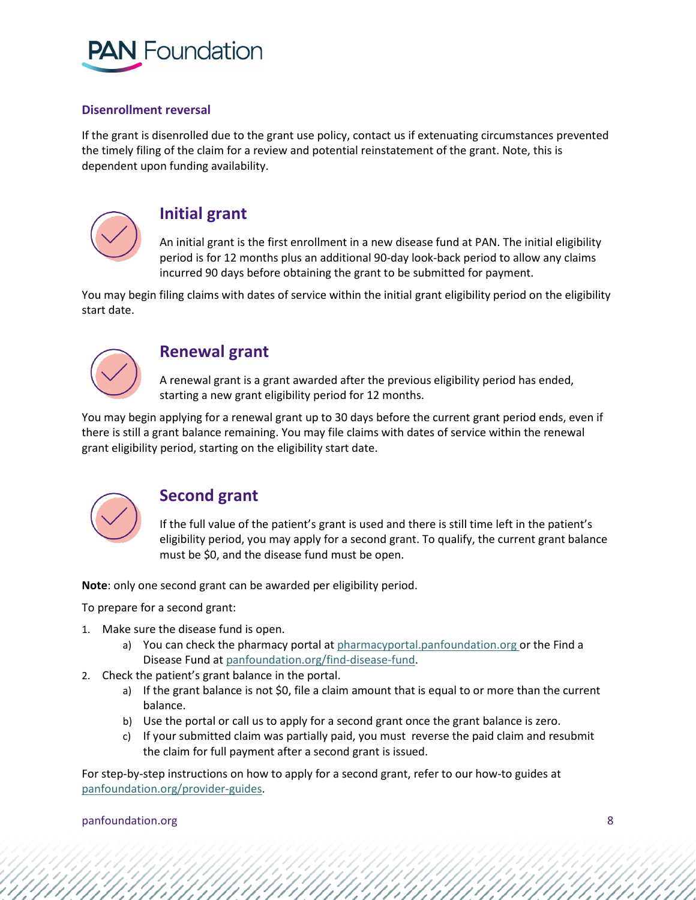### Disenrollment reversal

If the grant is disenrolled due to the grant use policy, contact us if extenuating circumstances prevented the timely filing of the claim for a review and potential reinstatement of the grant. Note, this is dependent upon funding availability.

## Initial grant

An initial grant is the first enrollment in a new disease fund at PAN. The initial eligibility period is for 12 months plus an additional 90-day look-back period to allow any claims incurred 90 days before obtaining the grant to be submitted for payment.

You may begin filing claims with dates of service within the initial grant eligibility period on the eligibility start date.

## Renewal grant

A renewal grant is a grant awarded after the previous eligibility period has ended, starting a new grant eligibility period for 12 months.

You may begin applying for a renewal grant up to 30 days before the current grant period ends, even if there is still a grant balance remaining. You may file claims with dates of service within the renewal grant eligibility period, starting on the eligibility start date.

## Second grant

If the full value of the patient's grant is used and there is still time left in the patient's eligibility period, you may apply for a second grant. To qualify, the current grant balance must be $0, and the disease fund must be open.

**Note**: only one second grant can be awarded per eligibility period.

To prepare for a second grant:

1. Make sure the disease fund is open.
   a) You can check the pharmacy portal at pharmacyportal.panfoundation.org or the Find a Disease Fund at panfoundation.org/find-disease-fund.
2. Check the patient's grant balance in the portal.
   a) If the grant balance is not $0, file a claim amount that is equal to or more than the current balance.
   b) Use the portal or call us to apply for a second grant once the grant balance is zero.
   c) If your submitted claim was partially paid, you must reverse the paid claim and resubmit the claim for full payment after a second grant is issued.

For step-by-step instructions on how to apply for a second grant, refer to our how-to guides at panfoundation.org/provider-guides.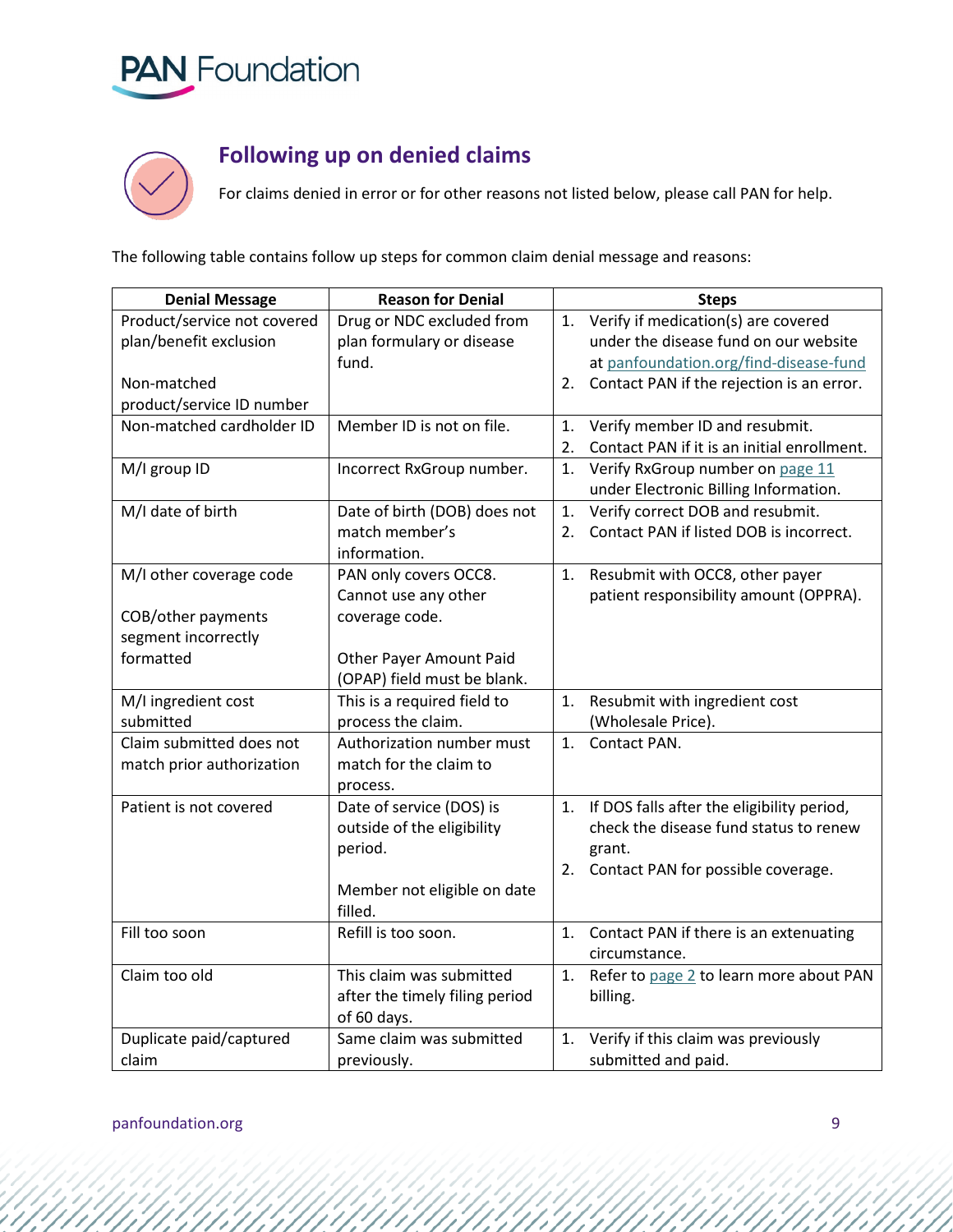## Following up on denied claims

For claims denied in error or for other reasons not listed below, please call PAN for help.

The following table contains follow up steps for common claim denial message and reasons:

| Denial Message | Reason for Denial | Steps |
|---|---|---|
| Product/service not covered plan/benefit exclusion<br><br>Non-matched product/service ID number | Drug or NDC excluded from plan formulary or disease fund. | 1. Verify if medication(s) are covered under the disease fund on our website at panfoundation.org/find-disease-fund<br>2. Contact PAN if the rejection is an error. |
| Non-matched cardholder ID | Member ID is not on file. | 1. Verify member ID and resubmit.<br>2. Contact PAN if it is an initial enrollment. |
| M/I group ID | Incorrect RxGroup number. | 1. Verify RxGroup number on page 11 under Electronic Billing Information. |
| M/I date of birth | Date of birth (DOB) does not match member's information. | 1. Verify correct DOB and resubmit.<br>2. Contact PAN if listed DOB is incorrect. |
| M/I other coverage code<br><br>COB/other payments segment incorrectly formatted | PAN only covers OCC8. Cannot use any other coverage code.<br><br>Other Payer Amount Paid (OPAP) field must be blank. | 1. Resubmit with OCC8, other payer patient responsibility amount (OPPRA). |
| M/I ingredient cost submitted | This is a required field to process the claim. | 1. Resubmit with ingredient cost (Wholesale Price). |
| Claim submitted does not match prior authorization | Authorization number must match for the claim to process. | 1. Contact PAN. |
| Patient is not covered | Date of service (DOS) is outside of the eligibility period.<br><br>Member not eligible on date filled. | 1. If DOS falls after the eligibility period, check the disease fund status to renew grant.<br>2. Contact PAN for possible coverage. |
| Fill too soon | Refill is too soon. | 1. Contact PAN if there is an extenuating circumstance. |
| Claim too old | This claim was submitted after the timely filing period of 60 days. | 1. Refer to page 2 to learn more about PAN billing. |
| Duplicate paid/captured claim | Same claim was submitted previously. | 1. Verify if this claim was previously submitted and paid. |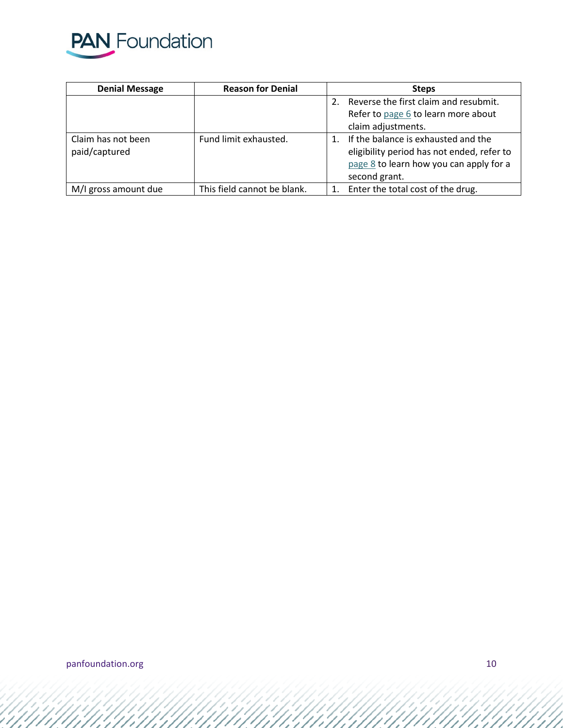| Denial Message | Reason for Denial | Steps |
|---|---|---|
| | | 2. Reverse the first claim and resubmit. Refer to page 6 to learn more about claim adjustments. |
| Claim has not been paid/captured | Fund limit exhausted. | 1. If the balance is exhausted and the eligibility period has not ended, refer to page 8 to learn how you can apply for a second grant. |
| M/I gross amount due | This field cannot be blank. | 1. Enter the total cost of the drug. |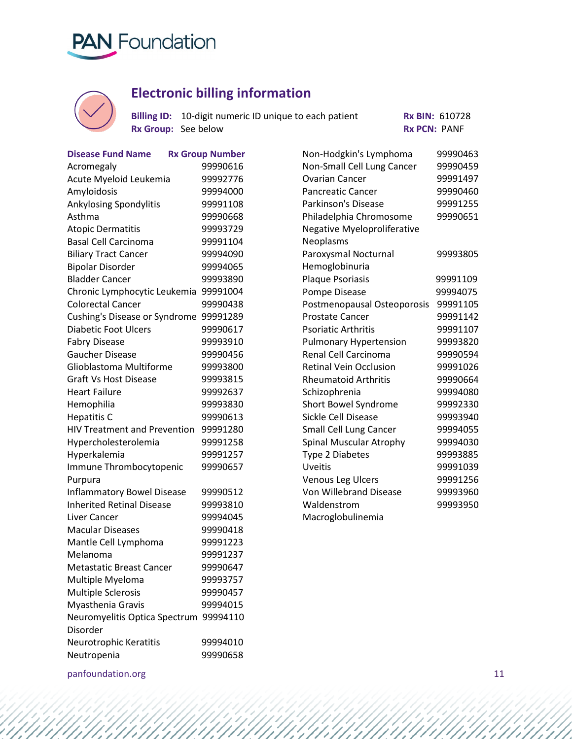PAN Foundation

## Electronic billing information

**Billing ID:** 10-digit numeric ID unique to each patient
**Rx Group:** See below

**Rx BIN:** 610728
**Rx PCN:** PANF

| Disease Fund Name | Rx Group Number |
|---|---|
| Acromegaly | 99990616 |
| Acute Myeloid Leukemia | 99992776 |
| Amyloidosis | 99994000 |
| Ankylosing Spondylitis | 99991108 |
| Asthma | 99990668 |
| Atopic Dermatitis | 99993729 |
| Basal Cell Carcinoma | 99991104 |
| Biliary Tract Cancer | 99994090 |
| Bipolar Disorder | 99994065 |
| Bladder Cancer | 99993890 |
| Chronic Lymphocytic Leukemia | 99991004 |
| Colorectal Cancer | 99990438 |
| Cushing's Disease or Syndrome | 99991289 |
| Diabetic Foot Ulcers | 99990617 |
| Fabry Disease | 99993910 |
| Gaucher Disease | 99990456 |
| Glioblastoma Multiforme | 99993800 |
| Graft Vs Host Disease | 99993815 |
| Heart Failure | 99992637 |
| Hemophilia | 99993830 |
| Hepatitis C | 99990613 |
| HIV Treatment and Prevention | 99991280 |
| Hypercholesterolemia | 99991258 |
| Hyperkalemia | 99991257 |
| Immune Thrombocytopenic Purpura | 99990657 |
| Inflammatory Bowel Disease | 99990512 |
| Inherited Retinal Disease | 99993810 |
| Liver Cancer | 99994045 |
| Macular Diseases | 99990418 |
| Mantle Cell Lymphoma | 99991223 |
| Melanoma | 99991237 |
| Metastatic Breast Cancer | 99990647 |
| Multiple Myeloma | 99993757 |
| Multiple Sclerosis | 99990457 |
| Myasthenia Gravis | 99994015 |
| Neuromyelitis Optica Spectrum Disorder | 99994110 |
| Neurotrophic Keratitis | 99994010 |
| Neutropenia | 99990658 |
| Non-Hodgkin's Lymphoma | 99990463 |
| Non-Small Cell Lung Cancer | 99990459 |
| Ovarian Cancer | 99991497 |
| Pancreatic Cancer | 99990460 |
| Parkinson's Disease | 99991255 |
| Philadelphia Chromosome Negative Myeloproliferative Neoplasms | 99990651 |
| Paroxysmal Nocturnal Hemoglobinuria | 99993805 |
| Plaque Psoriasis | 99991109 |
| Pompe Disease | 99994075 |
| Postmenopausal Osteoporosis | 99991105 |
| Prostate Cancer | 99991142 |
| Psoriatic Arthritis | 99991107 |
| Pulmonary Hypertension | 99993820 |
| Renal Cell Carcinoma | 99990594 |
| Retinal Vein Occlusion | 99991026 |
| Rheumatoid Arthritis | 99990664 |
| Schizophrenia | 99994080 |
| Short Bowel Syndrome | 99992330 |
| Sickle Cell Disease | 99993940 |
| Small Cell Lung Cancer | 99994055 |
| Spinal Muscular Atrophy | 99994030 |
| Type 2 Diabetes | 99993885 |
| Uveitis | 99991039 |
| Venous Leg Ulcers | 99991256 |
| Von Willebrand Disease | 99993960 |
| Waldenstrom Macroglobulinemia | 99993950 |

panfoundation.org